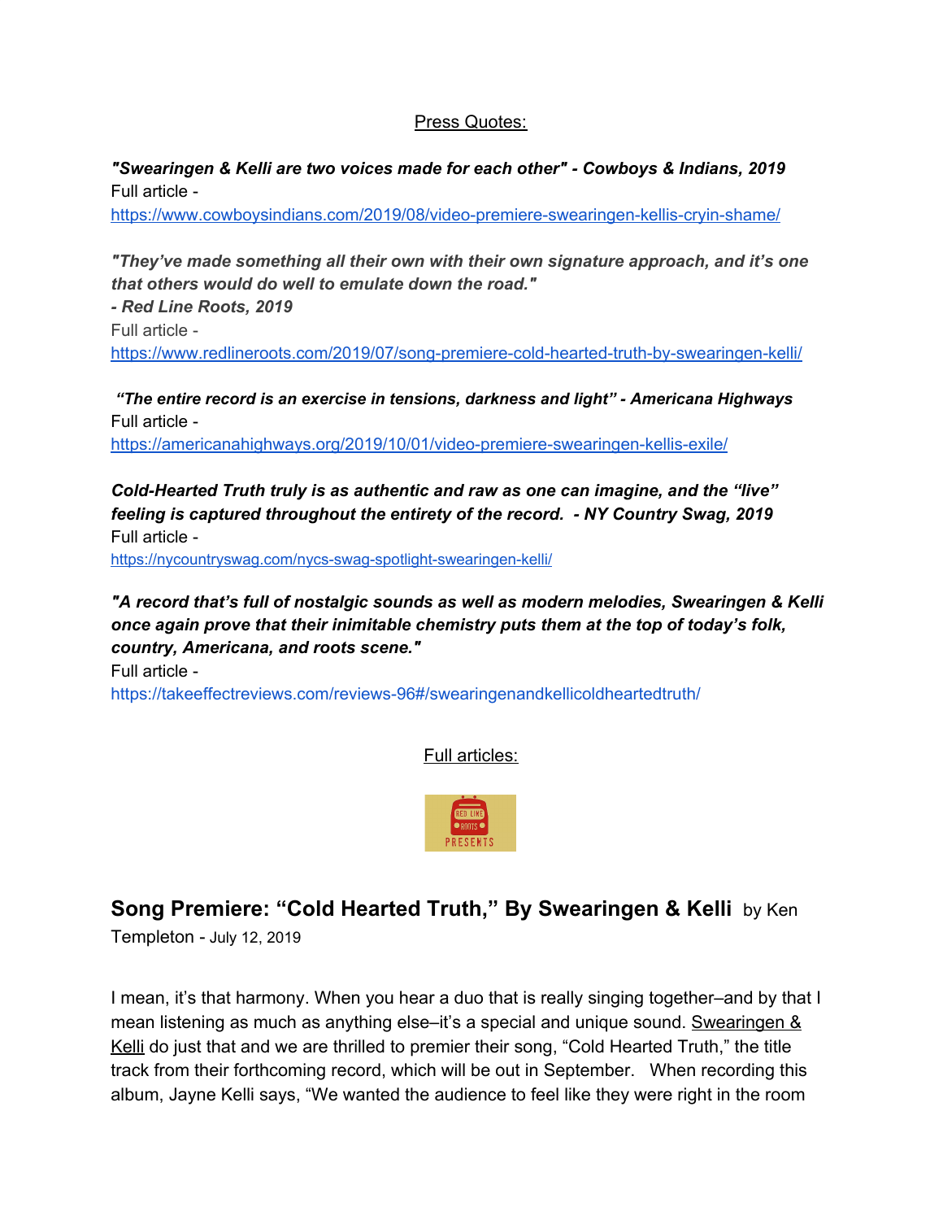Press Quotes:

***"Swearingen & Kelli are two voices made for each other" - Cowboys & Indians, 2019***
Full article -
https://www.cowboysindians.com/2019/08/video-premiere-swearingen-kellis-cryin-shame/

***"They've made something all their own with their own signature approach, and it's one that others would do well to emulate down the road."***
***- Red Line Roots, 2019***
Full article -
https://www.redlineroots.com/2019/07/song-premiere-cold-hearted-truth-by-swearingen-kelli/

***"The entire record is an exercise in tensions, darkness and light" - Americana Highways***
Full article -
https://americanahighways.org/2019/10/01/video-premiere-swearingen-kellis-exile/

***Cold-Hearted Truth truly is as authentic and raw as one can imagine, and the "live" feeling is captured throughout the entirety of the record. - NY Country Swag, 2019***
Full article -
https://nycountryswag.com/nycs-swag-spotlight-swearingen-kelli/

***"A record that's full of nostalgic sounds as well as modern melodies, Swearingen & Kelli once again prove that their inimitable chemistry puts them at the top of today's folk, country, Americana, and roots scene."***
Full article -
https://takeeffectreviews.com/reviews-96#/swearingenandkellicoldheartedtruth/

Full articles:

RED LINE ROOTS PRESENTS

## Song Premiere: "Cold Hearted Truth," By Swearingen & Kelli by Ken Templeton - July 12, 2019

I mean, it's that harmony. When you hear a duo that is really singing together–and by that I mean listening as much as anything else–it's a special and unique sound. Swearingen & Kelli do just that and we are thrilled to premier their song, "Cold Hearted Truth," the title track from their forthcoming record, which will be out in September. When recording this album, Jayne Kelli says, "We wanted the audience to feel like they were right in the room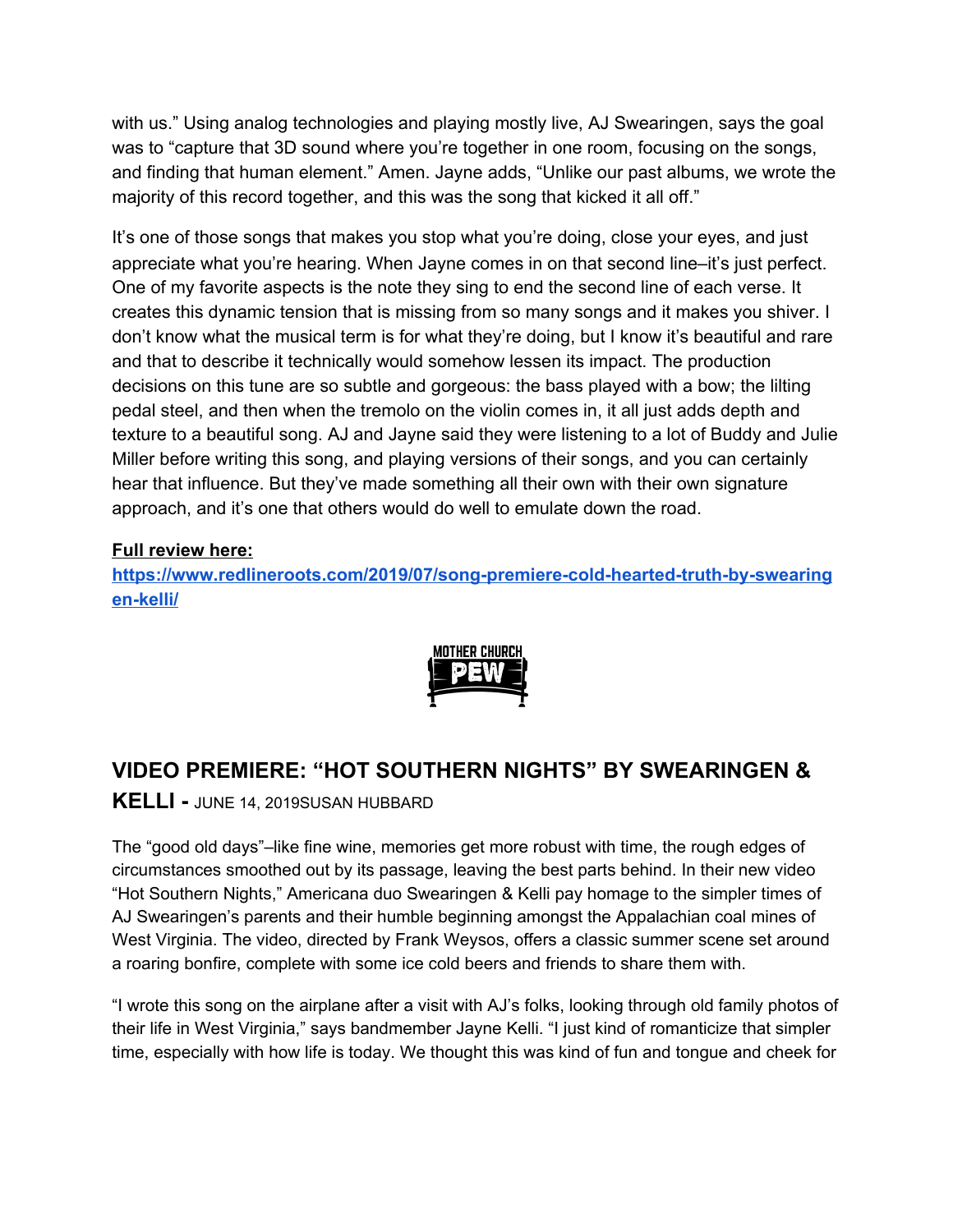with us." Using analog technologies and playing mostly live, AJ Swearingen, says the goal was to "capture that 3D sound where you're together in one room, focusing on the songs, and finding that human element." Amen. Jayne adds, "Unlike our past albums, we wrote the majority of this record together, and this was the song that kicked it all off."

It's one of those songs that makes you stop what you're doing, close your eyes, and just appreciate what you're hearing. When Jayne comes in on that second line–it's just perfect. One of my favorite aspects is the note they sing to end the second line of each verse. It creates this dynamic tension that is missing from so many songs and it makes you shiver. I don't know what the musical term is for what they're doing, but I know it's beautiful and rare and that to describe it technically would somehow lessen its impact. The production decisions on this tune are so subtle and gorgeous: the bass played with a bow; the lilting pedal steel, and then when the tremolo on the violin comes in, it all just adds depth and texture to a beautiful song. AJ and Jayne said they were listening to a lot of Buddy and Julie Miller before writing this song, and playing versions of their songs, and you can certainly hear that influence. But they've made something all their own with their own signature approach, and it's one that others would do well to emulate down the road.

**Full review here:**
**https://www.redlineroots.com/2019/07/song-premiere-cold-hearted-truth-by-swearingen-kelli/**

MOTHER CHURCH PEW

## VIDEO PREMIERE: "HOT SOUTHERN NIGHTS" BY SWEARINGEN & KELLI - JUNE 14, 2019SUSAN HUBBARD

The "good old days"–like fine wine, memories get more robust with time, the rough edges of circumstances smoothed out by its passage, leaving the best parts behind. In their new video "Hot Southern Nights," Americana duo Swearingen & Kelli pay homage to the simpler times of AJ Swearingen's parents and their humble beginning amongst the Appalachian coal mines of West Virginia. The video, directed by Frank Weysos, offers a classic summer scene set around a roaring bonfire, complete with some ice cold beers and friends to share them with.

"I wrote this song on the airplane after a visit with AJ's folks, looking through old family photos of their life in West Virginia," says bandmember Jayne Kelli. "I just kind of romanticize that simpler time, especially with how life is today. We thought this was kind of fun and tongue and cheek for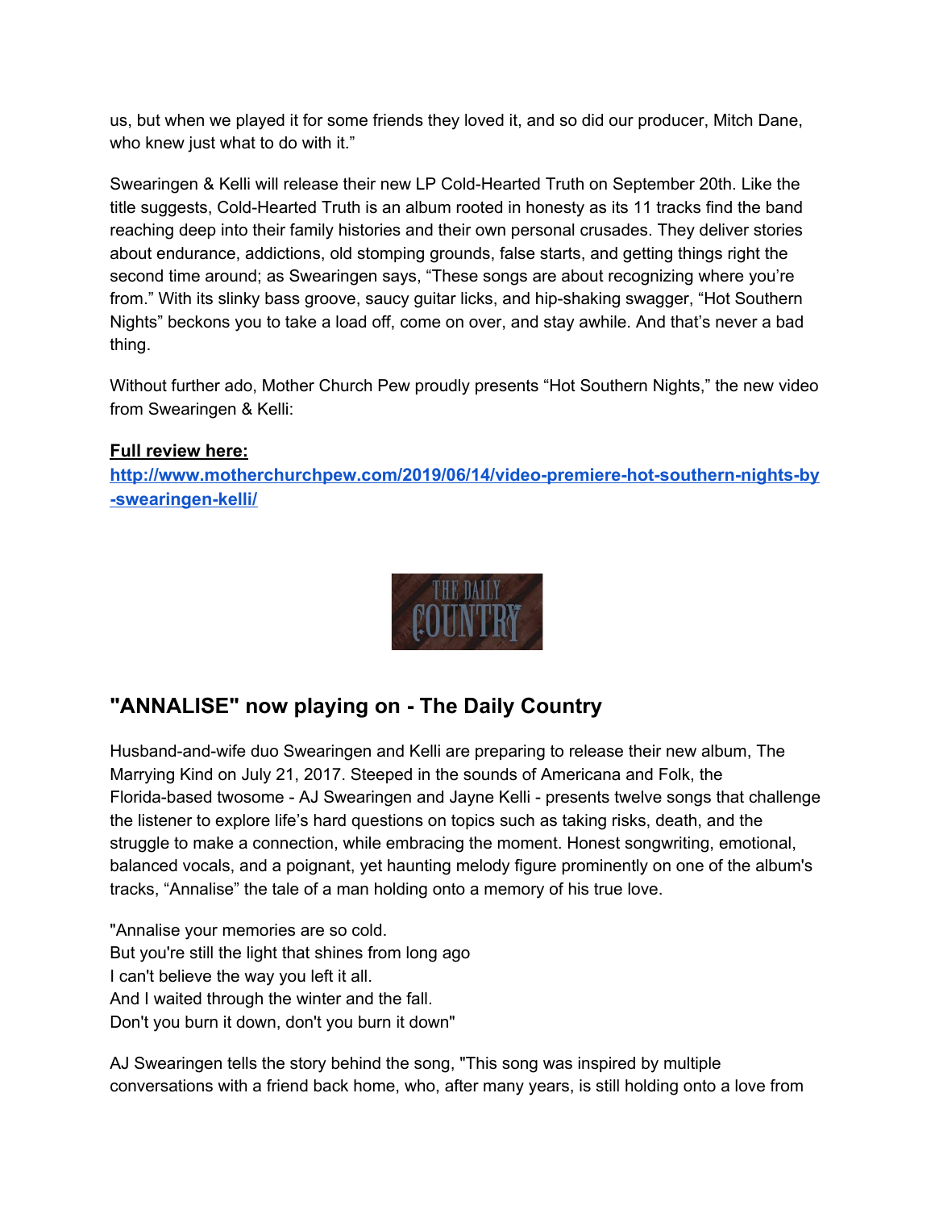us, but when we played it for some friends they loved it, and so did our producer, Mitch Dane, who knew just what to do with it."

Swearingen & Kelli will release their new LP Cold-Hearted Truth on September 20th. Like the title suggests, Cold-Hearted Truth is an album rooted in honesty as its 11 tracks find the band reaching deep into their family histories and their own personal crusades. They deliver stories about endurance, addictions, old stomping grounds, false starts, and getting things right the second time around; as Swearingen says, "These songs are about recognizing where you're from." With its slinky bass groove, saucy guitar licks, and hip-shaking swagger, "Hot Southern Nights" beckons you to take a load off, come on over, and stay awhile. And that's never a bad thing.

Without further ado, Mother Church Pew proudly presents "Hot Southern Nights," the new video from Swearingen & Kelli:

**Full review here:**
**http://www.motherchurchpew.com/2019/06/14/video-premiere-hot-southern-nights-by-swearingen-kelli/**

THE DAILY COUNTRY

## "ANNALISE" now playing on - The Daily Country

Husband-and-wife duo Swearingen and Kelli are preparing to release their new album, The Marrying Kind on July 21, 2017. Steeped in the sounds of Americana and Folk, the Florida-based twosome - AJ Swearingen and Jayne Kelli - presents twelve songs that challenge the listener to explore life's hard questions on topics such as taking risks, death, and the struggle to make a connection, while embracing the moment. Honest songwriting, emotional, balanced vocals, and a poignant, yet haunting melody figure prominently on one of the album's tracks, "Annalise" the tale of a man holding onto a memory of his true love.

"Annalise your memories are so cold.
But you're still the light that shines from long ago
I can't believe the way you left it all.
And I waited through the winter and the fall.
Don't you burn it down, don't you burn it down"

AJ Swearingen tells the story behind the song, "This song was inspired by multiple conversations with a friend back home, who, after many years, is still holding onto a love from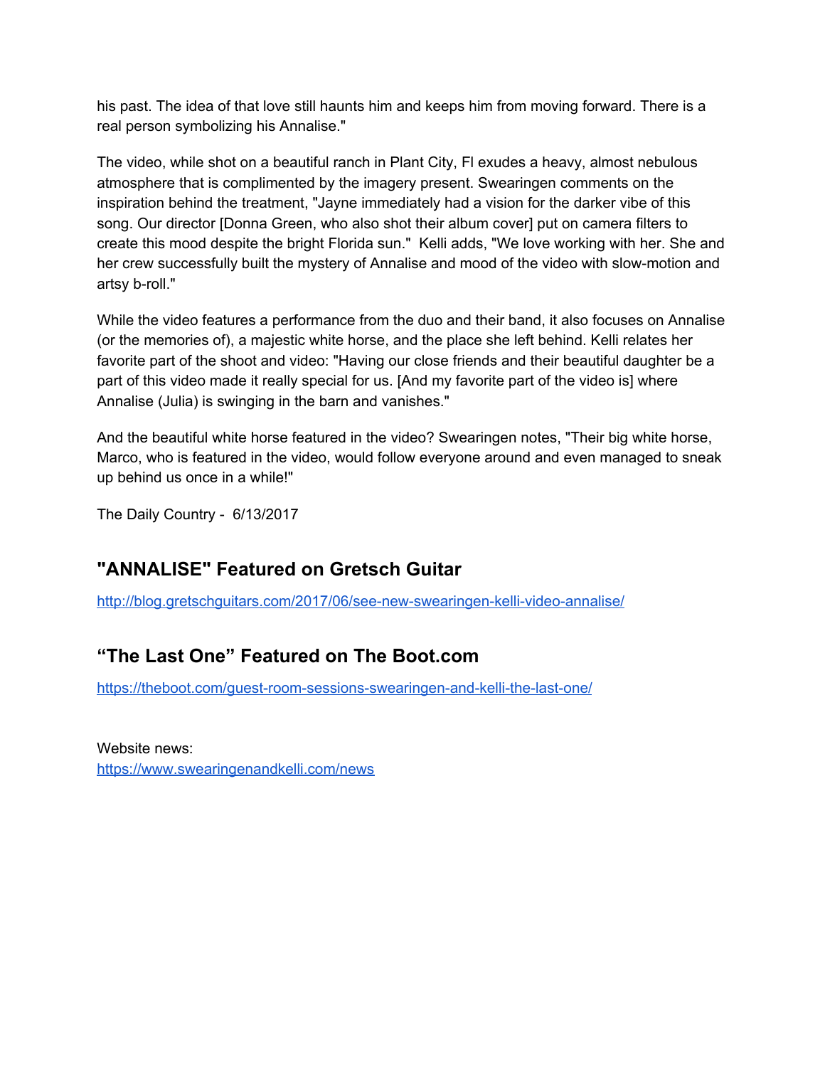his past. The idea of that love still haunts him and keeps him from moving forward. There is a real person symbolizing his Annalise."

The video, while shot on a beautiful ranch in Plant City, Fl exudes a heavy, almost nebulous atmosphere that is complimented by the imagery present. Swearingen comments on the inspiration behind the treatment, "Jayne immediately had a vision for the darker vibe of this song. Our director [Donna Green, who also shot their album cover] put on camera filters to create this mood despite the bright Florida sun." Kelli adds, "We love working with her. She and her crew successfully built the mystery of Annalise and mood of the video with slow-motion and artsy b-roll."

While the video features a performance from the duo and their band, it also focuses on Annalise (or the memories of), a majestic white horse, and the place she left behind. Kelli relates her favorite part of the shoot and video: "Having our close friends and their beautiful daughter be a part of this video made it really special for us. [And my favorite part of the video is] where Annalise (Julia) is swinging in the barn and vanishes."

And the beautiful white horse featured in the video? Swearingen notes, "Their big white horse, Marco, who is featured in the video, would follow everyone around and even managed to sneak up behind us once in a while!"

The Daily Country - 6/13/2017

## "ANNALISE" Featured on Gretsch Guitar

http://blog.gretschguitars.com/2017/06/see-new-swearingen-kelli-video-annalise/

## “The Last One” Featured on The Boot.com

https://theboot.com/guest-room-sessions-swearingen-and-kelli-the-last-one/

Website news:
https://www.swearingenandkelli.com/news